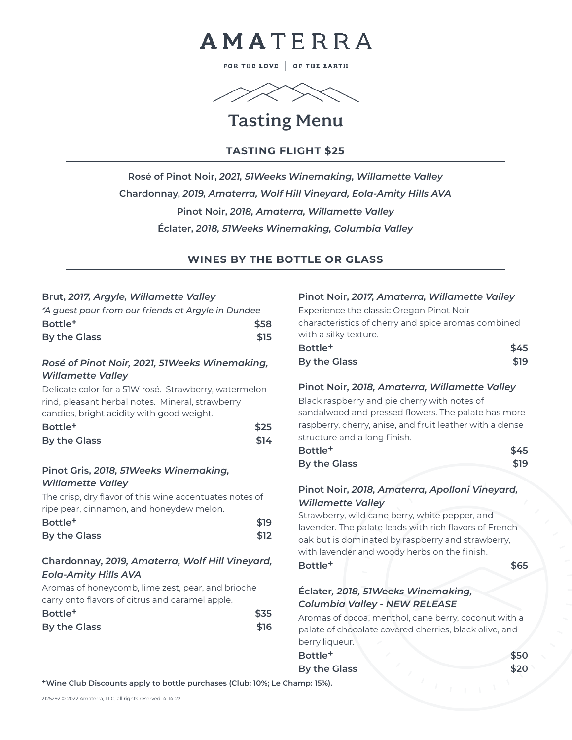# AMATERRA

FOR THE LOVE | OF THE EARTH

## Tasting Menu

### TASTING FLIGHT $25

**Rosé of Pinot Noir,** ***2021, 51Weeks Winemaking, Willamette Valley***

**Chardonnay,** ***2019, Amaterra, Wolf Hill Vineyard, Eola-Amity Hills AVA***

**Pinot Noir,** ***2018, Amaterra, Willamette Valley***

**Éclater,** ***2018, 51Weeks Winemaking, Columbia Valley***

### WINES BY THE BOTTLE OR GLASS

**Brut,** ***2017, Argyle, Willamette Valley***

*\*A guest pour from our friends at Argyle in Dundee*

**Bottle+** **$58**
**By the Glass** **$15**

***Rosé of Pinot Noir, 2021, 51Weeks Winemaking, Willamette Valley***

Delicate color for a 51W rosé. Strawberry, watermelon rind, pleasant herbal notes. Mineral, strawberry candies, bright acidity with good weight.

**Bottle+** **$25**
**By the Glass** **$14**

**Pinot Gris,** ***2018, 51Weeks Winemaking, Willamette Valley***

The crisp, dry flavor of this wine accentuates notes of ripe pear, cinnamon, and honeydew melon.

**Bottle+** **$19**
**By the Glass** **$12**

**Chardonnay,** ***2019, Amaterra, Wolf Hill Vineyard, Eola-Amity Hills AVA***

Aromas of honeycomb, lime zest, pear, and brioche carry onto flavors of citrus and caramel apple.

**Bottle+** **$35**
**By the Glass** **$16**

**Pinot Noir,** ***2017, Amaterra, Willamette Valley***

Experience the classic Oregon Pinot Noir characteristics of cherry and spice aromas combined with a silky texture.

**Bottle+** **$45**
**By the Glass** **$19**

**Pinot Noir,** ***2018, Amaterra, Willamette Valley***

Black raspberry and pie cherry with notes of sandalwood and pressed flowers. The palate has more raspberry, cherry, anise, and fruit leather with a dense structure and a long finish.

**Bottle+** **$45**
**By the Glass** **$19**

**Pinot Noir,** ***2018, Amaterra, Apolloni Vineyard, Willamette Valley***

Strawberry, wild cane berry, white pepper, and lavender. The palate leads with rich flavors of French oak but is dominated by raspberry and strawberry, with lavender and woody herbs on the finish.

**Bottle+** **$65**

**Éclater,** ***2018, 51Weeks Winemaking, Columbia Valley - NEW RELEASE***

Aromas of cocoa, menthol, cane berry, coconut with a palate of chocolate covered cherries, black olive, and berry liqueur.

**Bottle+** **$50**
**By the Glass** **$20**

**+Wine Club Discounts apply to bottle purchases (Club: 10%; Le Champ: 15%).**

2125292 © 2022 Amaterra, LLC, all rights reserved 4-14-22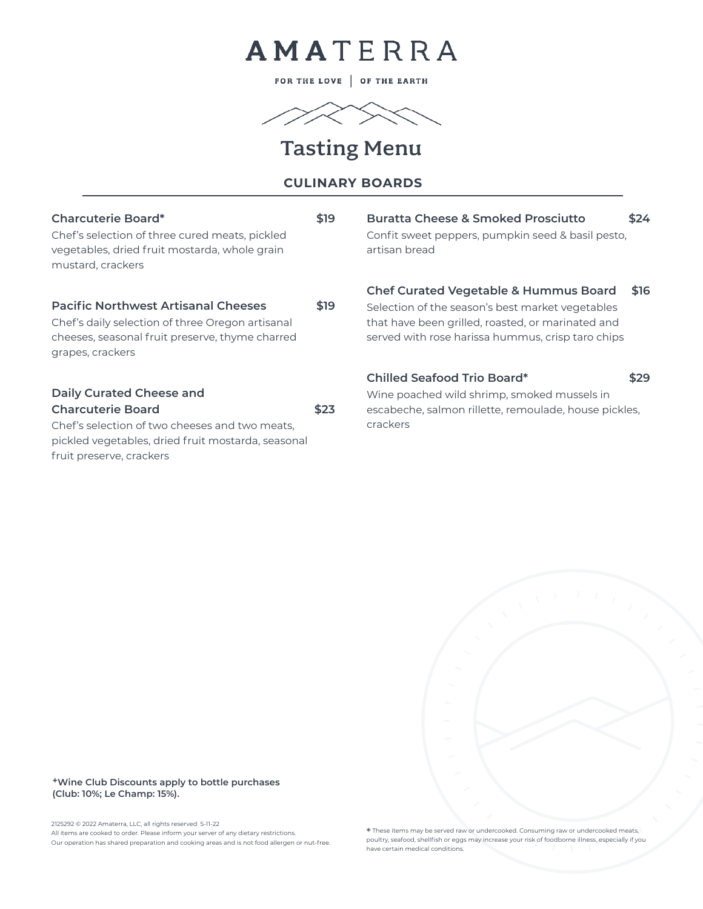# AMATERRA

FOR THE LOVE | OF THE EARTH

## Tasting Menu

### CULINARY BOARDS

**Charcuterie Board*** **$19**
Chef's selection of three cured meats, pickled vegetables, dried fruit mostarda, whole grain mustard, crackers

**Pacific Northwest Artisanal Cheeses** **$19**
Chef's daily selection of three Oregon artisanal cheeses, seasonal fruit preserve, thyme charred grapes, crackers

**Daily Curated Cheese and Charcuterie Board** **$23**
Chef's selection of two cheeses and two meats, pickled vegetables, dried fruit mostarda, seasonal fruit preserve, crackers

**Buratta Cheese & Smoked Prosciutto** **$24**
Confit sweet peppers, pumpkin seed & basil pesto, artisan bread

**Chef Curated Vegetable & Hummus Board** **$16**
Selection of the season's best market vegetables that have been grilled, roasted, or marinated and served with rose harissa hummus, crisp taro chips

**Chilled Seafood Trio Board*** **$29**
Wine poached wild shrimp, smoked mussels in escabeche, salmon rillette, remoulade, house pickles, crackers

**⁺Wine Club Discounts apply to bottle purchases (Club: 10%; Le Champ: 15%).**

2125292 © 2022 Amaterra, LLC, all rights reserved 5-11-22
All items are cooked to order. Please inform your server of any dietary restrictions.
Our operation has shared preparation and cooking areas and is not food allergen or nut-free.

* These items may be served raw or undercooked. Consuming raw or undercooked meats, poultry, seafood, shellfish or eggs may increase your risk of foodborne illness, especially if you have certain medical conditions.